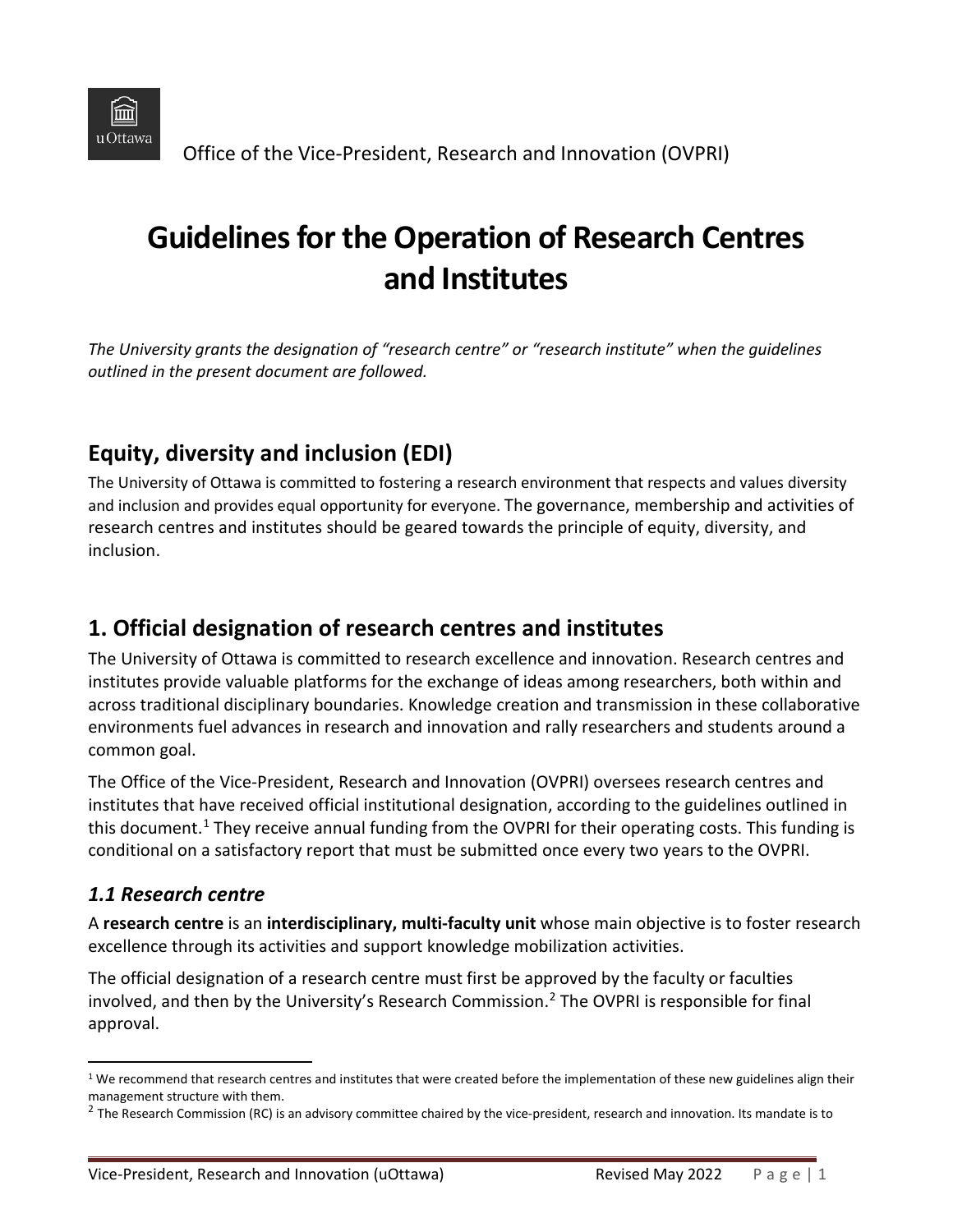Office of the Vice-President, Research and Innovation (OVPRI)

# Guidelines for the Operation of Research Centres and Institutes

*The University grants the designation of "research centre" or "research institute" when the guidelines outlined in the present document are followed.*

## Equity, diversity and inclusion (EDI)

The University of Ottawa is committed to fostering a research environment that respects and values diversity and inclusion and provides equal opportunity for everyone. The governance, membership and activities of research centres and institutes should be geared towards the principle of equity, diversity, and inclusion.

## 1. Official designation of research centres and institutes

The University of Ottawa is committed to research excellence and innovation. Research centres and institutes provide valuable platforms for the exchange of ideas among researchers, both within and across traditional disciplinary boundaries. Knowledge creation and transmission in these collaborative environments fuel advances in research and innovation and rally researchers and students around a common goal.

The Office of the Vice-President, Research and Innovation (OVPRI) oversees research centres and institutes that have received official institutional designation, according to the guidelines outlined in this document.[1] They receive annual funding from the OVPRI for their operating costs. This funding is conditional on a satisfactory report that must be submitted once every two years to the OVPRI.

### *1.1 Research centre*

A **research centre** is an **interdisciplinary, multi-faculty unit** whose main objective is to foster research excellence through its activities and support knowledge mobilization activities.

The official designation of a research centre must first be approved by the faculty or faculties involved, and then by the University's Research Commission.[2] The OVPRI is responsible for final approval.

[1] We recommend that research centres and institutes that were created before the implementation of these new guidelines align their management structure with them.

[2] The Research Commission (RC) is an advisory committee chaired by the vice-president, research and innovation. Its mandate is to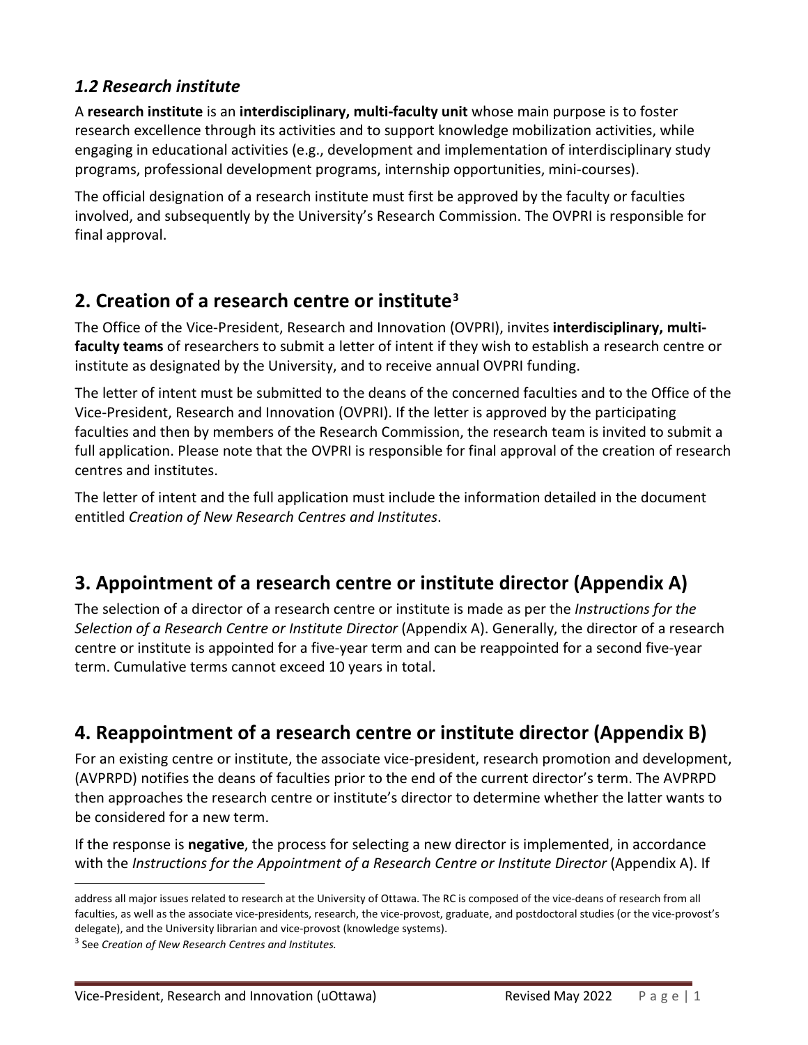### *1.2 Research institute*

A **research institute** is an **interdisciplinary, multi-faculty unit** whose main purpose is to foster research excellence through its activities and to support knowledge mobilization activities, while engaging in educational activities (e.g., development and implementation of interdisciplinary study programs, professional development programs, internship opportunities, mini-courses).

The official designation of a research institute must first be approved by the faculty or faculties involved, and subsequently by the University's Research Commission. The OVPRI is responsible for final approval.

## 2. Creation of a research centre or institute[3]

The Office of the Vice-President, Research and Innovation (OVPRI), invites **interdisciplinary, multi-faculty teams** of researchers to submit a letter of intent if they wish to establish a research centre or institute as designated by the University, and to receive annual OVPRI funding.

The letter of intent must be submitted to the deans of the concerned faculties and to the Office of the Vice-President, Research and Innovation (OVPRI). If the letter is approved by the participating faculties and then by members of the Research Commission, the research team is invited to submit a full application. Please note that the OVPRI is responsible for final approval of the creation of research centres and institutes.

The letter of intent and the full application must include the information detailed in the document entitled *Creation of New Research Centres and Institutes*.

## 3. Appointment of a research centre or institute director (Appendix A)

The selection of a director of a research centre or institute is made as per the *Instructions for the Selection of a Research Centre or Institute Director* (Appendix A). Generally, the director of a research centre or institute is appointed for a five-year term and can be reappointed for a second five-year term. Cumulative terms cannot exceed 10 years in total.

## 4. Reappointment of a research centre or institute director (Appendix B)

For an existing centre or institute, the associate vice-president, research promotion and development, (AVPRPD) notifies the deans of faculties prior to the end of the current director's term. The AVPRPD then approaches the research centre or institute's director to determine whether the latter wants to be considered for a new term.

If the response is **negative**, the process for selecting a new director is implemented, in accordance with the *Instructions for the Appointment of a Research Centre or Institute Director* (Appendix A). If

address all major issues related to research at the University of Ottawa. The RC is composed of the vice-deans of research from all faculties, as well as the associate vice-presidents, research, the vice-provost, graduate, and postdoctoral studies (or the vice-provost's delegate), and the University librarian and vice-provost (knowledge systems).

[3] See *Creation of New Research Centres and Institutes.*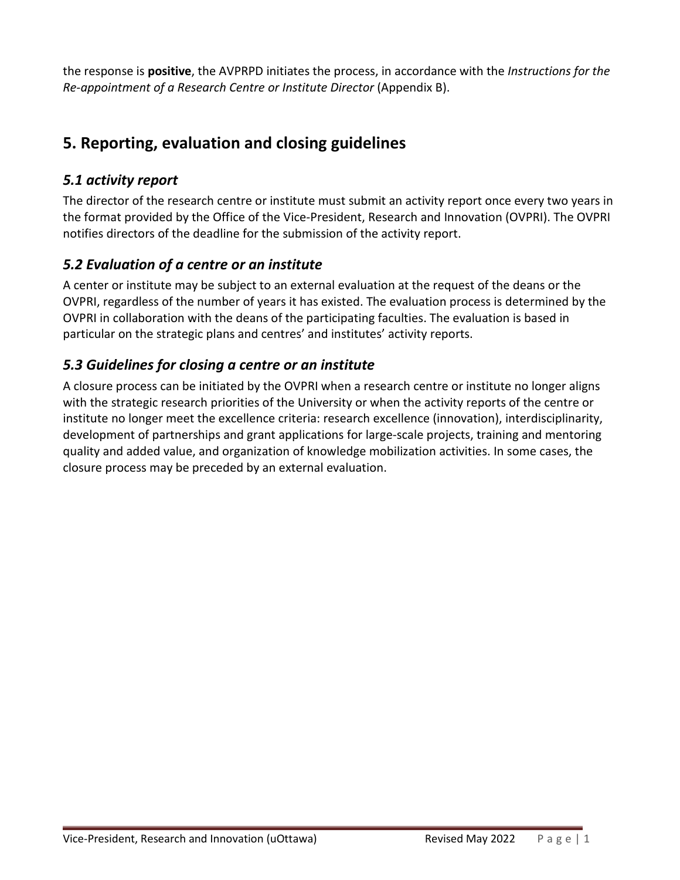the response is **positive**, the AVPRPD initiates the process, in accordance with the *Instructions for the Re-appointment of a Research Centre or Institute Director* (Appendix B).

## 5. Reporting, evaluation and closing guidelines

### *5.1 activity report*

The director of the research centre or institute must submit an activity report once every two years in the format provided by the Office of the Vice-President, Research and Innovation (OVPRI). The OVPRI notifies directors of the deadline for the submission of the activity report.

### *5.2 Evaluation of a centre or an institute*

A center or institute may be subject to an external evaluation at the request of the deans or the OVPRI, regardless of the number of years it has existed. The evaluation process is determined by the OVPRI in collaboration with the deans of the participating faculties. The evaluation is based in particular on the strategic plans and centres' and institutes' activity reports.

### *5.3 Guidelines for closing a centre or an institute*

A closure process can be initiated by the OVPRI when a research centre or institute no longer aligns with the strategic research priorities of the University or when the activity reports of the centre or institute no longer meet the excellence criteria: research excellence (innovation), interdisciplinarity, development of partnerships and grant applications for large-scale projects, training and mentoring quality and added value, and organization of knowledge mobilization activities. In some cases, the closure process may be preceded by an external evaluation.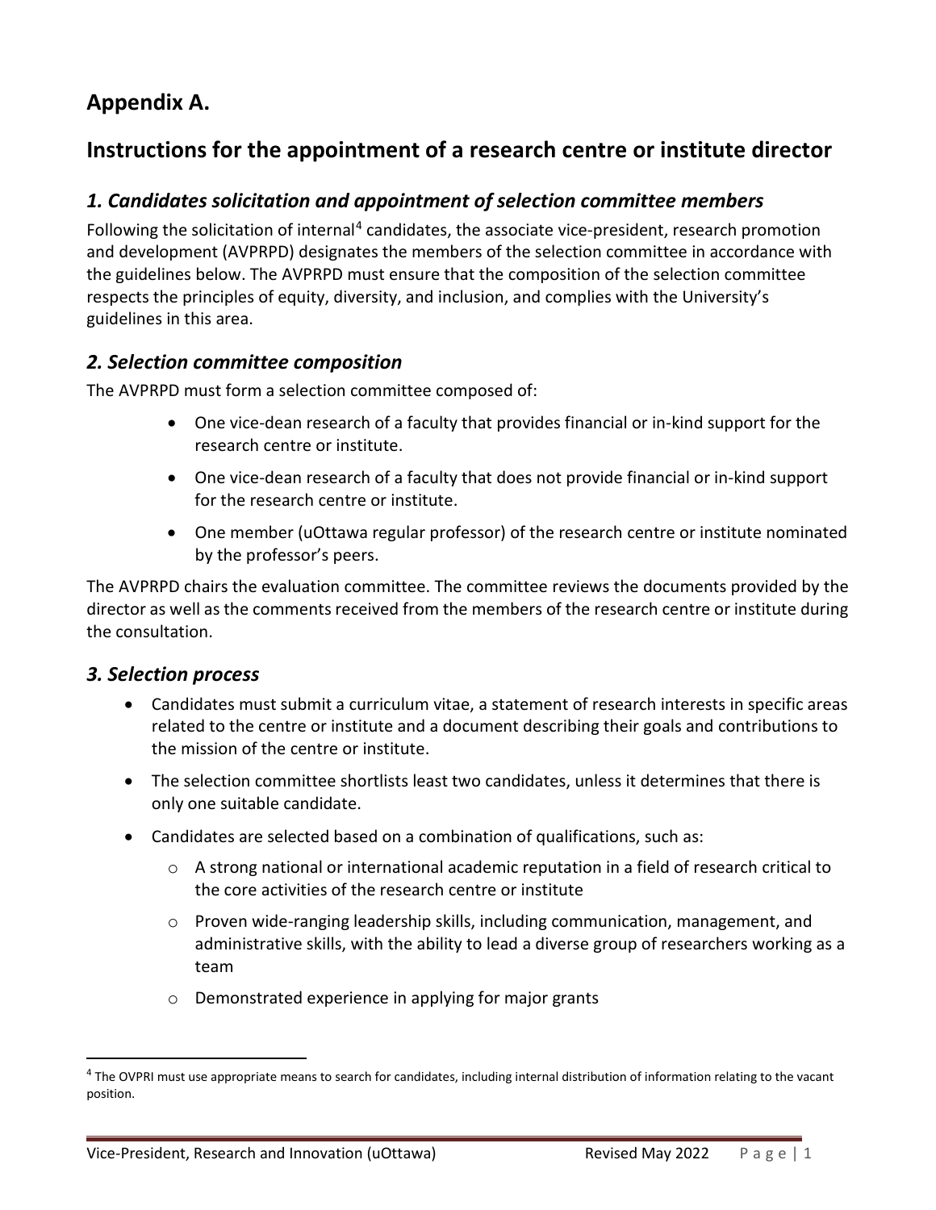## Appendix A.

## Instructions for the appointment of a research centre or institute director

### *1. Candidates solicitation and appointment of selection committee members*

Following the solicitation of internal[4] candidates, the associate vice-president, research promotion and development (AVPRPD) designates the members of the selection committee in accordance with the guidelines below. The AVPRPD must ensure that the composition of the selection committee respects the principles of equity, diversity, and inclusion, and complies with the University's guidelines in this area.

### *2. Selection committee composition*

The AVPRPD must form a selection committee composed of:

- One vice-dean research of a faculty that provides financial or in-kind support for the research centre or institute.
- One vice-dean research of a faculty that does not provide financial or in-kind support for the research centre or institute.
- One member (uOttawa regular professor) of the research centre or institute nominated by the professor's peers.

The AVPRPD chairs the evaluation committee. The committee reviews the documents provided by the director as well as the comments received from the members of the research centre or institute during the consultation.

### *3. Selection process*

- Candidates must submit a curriculum vitae, a statement of research interests in specific areas related to the centre or institute and a document describing their goals and contributions to the mission of the centre or institute.
- The selection committee shortlists least two candidates, unless it determines that there is only one suitable candidate.
- Candidates are selected based on a combination of qualifications, such as:
  - A strong national or international academic reputation in a field of research critical to the core activities of the research centre or institute
  - Proven wide-ranging leadership skills, including communication, management, and administrative skills, with the ability to lead a diverse group of researchers working as a team
  - Demonstrated experience in applying for major grants

[4] The OVPRI must use appropriate means to search for candidates, including internal distribution of information relating to the vacant position.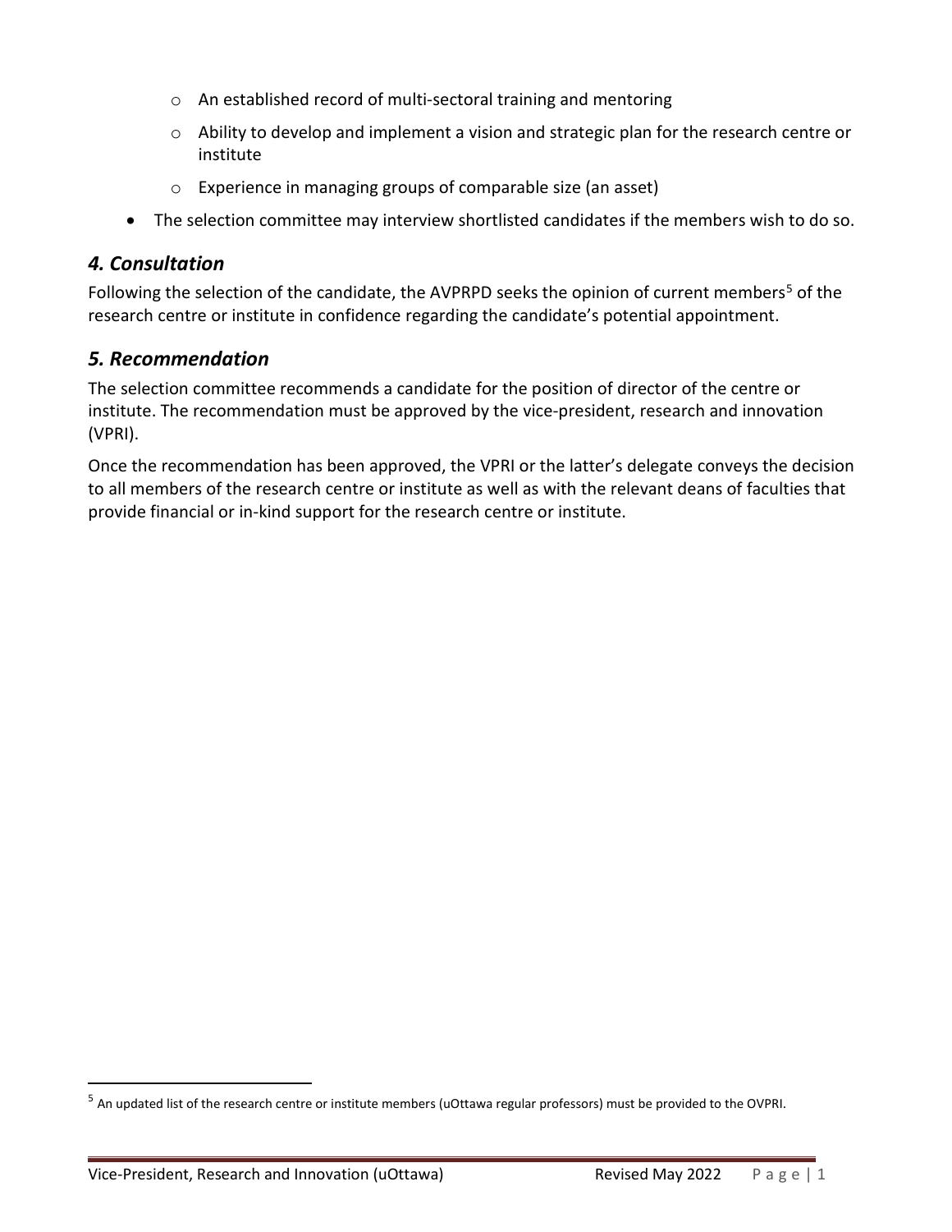- An established record of multi-sectoral training and mentoring
    - Ability to develop and implement a vision and strategic plan for the research centre or institute
    - Experience in managing groups of comparable size (an asset)
- The selection committee may interview shortlisted candidates if the members wish to do so.

## *4. Consultation*

Following the selection of the candidate, the AVPRPD seeks the opinion of current members[5] of the research centre or institute in confidence regarding the candidate's potential appointment.

## *5. Recommendation*

The selection committee recommends a candidate for the position of director of the centre or institute. The recommendation must be approved by the vice-president, research and innovation (VPRI).

Once the recommendation has been approved, the VPRI or the latter's delegate conveys the decision to all members of the research centre or institute as well as with the relevant deans of faculties that provide financial or in-kind support for the research centre or institute.

[5] An updated list of the research centre or institute members (uOttawa regular professors) must be provided to the OVPRI.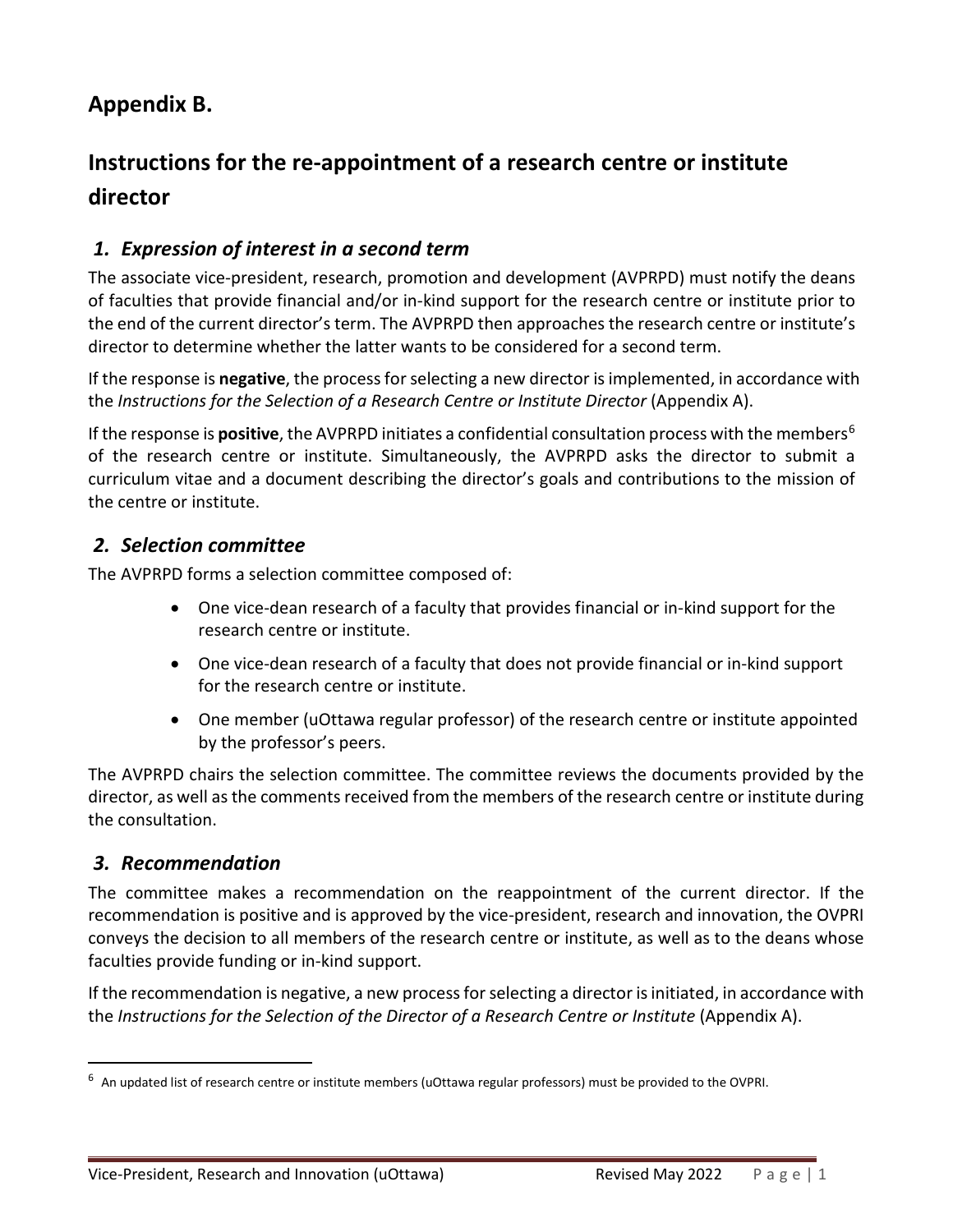## Appendix B.

# Instructions for the re-appointment of a research centre or institute director

### *1. Expression of interest in a second term*

The associate vice-president, research, promotion and development (AVPRPD) must notify the deans of faculties that provide financial and/or in-kind support for the research centre or institute prior to the end of the current director's term. The AVPRPD then approaches the research centre or institute's director to determine whether the latter wants to be considered for a second term.

If the response is **negative**, the process for selecting a new director is implemented, in accordance with the *Instructions for the Selection of a Research Centre or Institute Director* (Appendix A).

If the response is **positive**, the AVPRPD initiates a confidential consultation process with the members[6] of the research centre or institute. Simultaneously, the AVPRPD asks the director to submit a curriculum vitae and a document describing the director's goals and contributions to the mission of the centre or institute.

### *2. Selection committee*

The AVPRPD forms a selection committee composed of:

- One vice-dean research of a faculty that provides financial or in-kind support for the research centre or institute.
- One vice-dean research of a faculty that does not provide financial or in-kind support for the research centre or institute.
- One member (uOttawa regular professor) of the research centre or institute appointed by the professor's peers.

The AVPRPD chairs the selection committee. The committee reviews the documents provided by the director, as well as the comments received from the members of the research centre or institute during the consultation.

### *3. Recommendation*

The committee makes a recommendation on the reappointment of the current director. If the recommendation is positive and is approved by the vice-president, research and innovation, the OVPRI conveys the decision to all members of the research centre or institute, as well as to the deans whose faculties provide funding or in-kind support.

If the recommendation is negative, a new process for selecting a director is initiated, in accordance with the *Instructions for the Selection of the Director of a Research Centre or Institute* (Appendix A).

---

[6] An updated list of research centre or institute members (uOttawa regular professors) must be provided to the OVPRI.